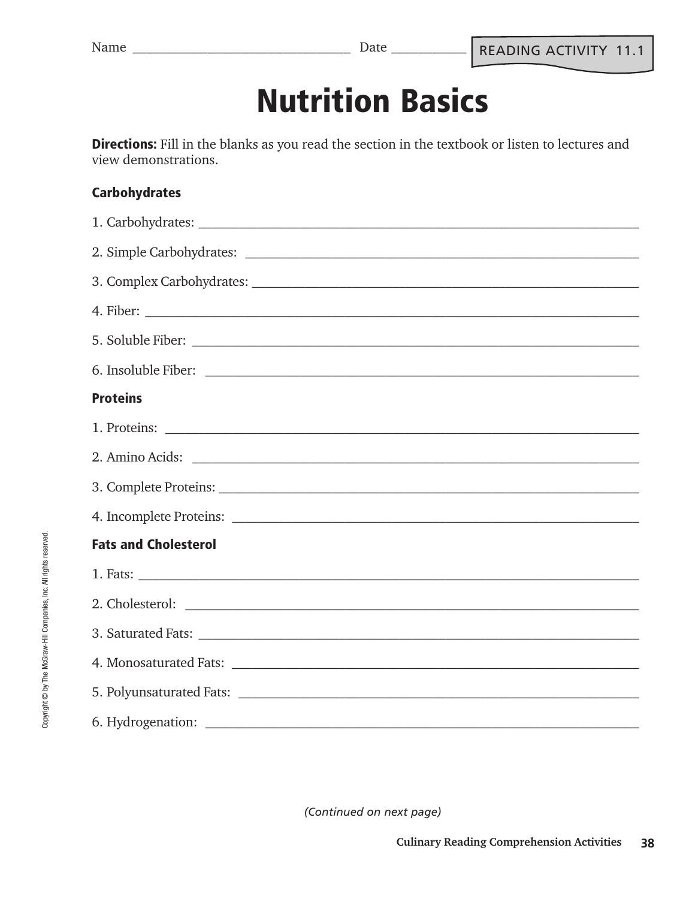Name ________________________________ Date ___________

READING ACTIVITY 11.1

# Nutrition Basics

**Directions:** Fill in the blanks as you read the section in the textbook or listen to lectures and view demonstrations.

### Carbohydrates

1. Carbohydrates: ____________________________________________________________
2. Simple Carbohydrates: ______________________________________________________
3. Complex Carbohydrates: _____________________________________________________
4. Fiber: ________________________________________________________________
5. Soluble Fiber: ___________________________________________________________
6. Insoluble Fiber: __________________________________________________________

### Proteins

1. Proteins: _______________________________________________________________
2. Amino Acids: ____________________________________________________________
3. Complete Proteins: _______________________________________________________
4. Incomplete Proteins: ______________________________________________________

### Fats and Cholesterol

1. Fats: __________________________________________________________________
2. Cholesterol: ____________________________________________________________
3. Saturated Fats: __________________________________________________________
4. Monosaturated Fats: ______________________________________________________
5. Polyunsaturated Fats: _____________________________________________________
6. Hydrogenation: __________________________________________________________

Copyright © by The McGraw-Hill Companies, Inc. All rights reserved.

*(Continued on next page)*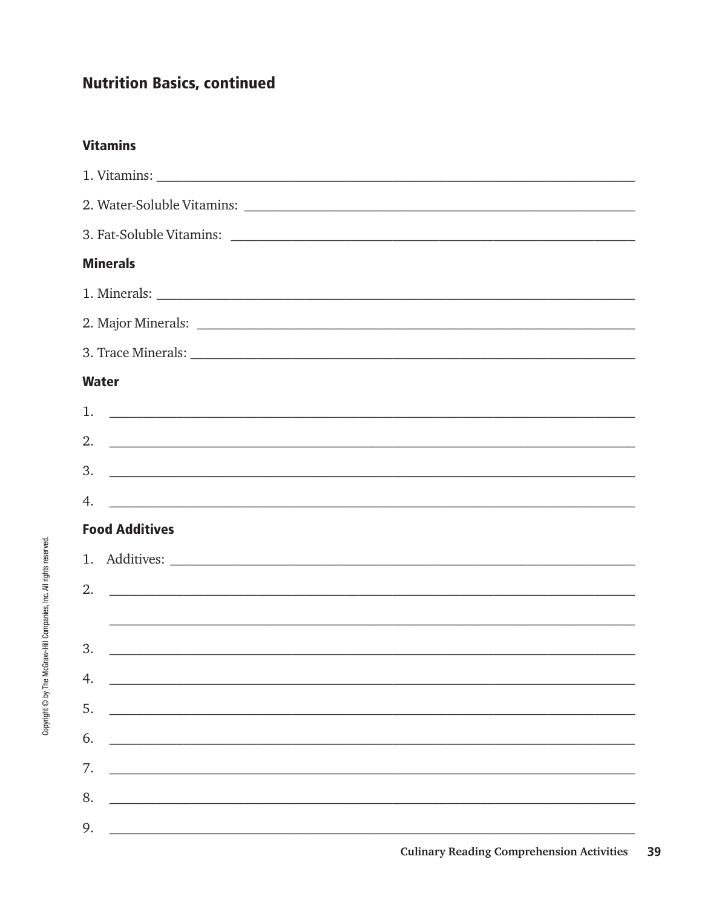## Nutrition Basics, continued

### Vitamins

1. Vitamins: ______________________________________________________________

2. Water-Soluble Vitamins: ______________________________________________________

3. Fat-Soluble Vitamins: ________________________________________________________

### Minerals

1. Minerals: ______________________________________________________________

2. Major Minerals: _________________________________________________________

3. Trace Minerals: _________________________________________________________

### Water

1. ______________________________________________________________________

2. ______________________________________________________________________

3. ______________________________________________________________________

4. ______________________________________________________________________

### Food Additives

1. Additives: ______________________________________________________________

2. ______________________________________________________________________

   ______________________________________________________________________

3. ______________________________________________________________________

4. ______________________________________________________________________

5. ______________________________________________________________________

6. ______________________________________________________________________

7. ______________________________________________________________________

8. ______________________________________________________________________

9. ______________________________________________________________________

Copyright © by The McGraw-Hill Companies, Inc. All rights reserved.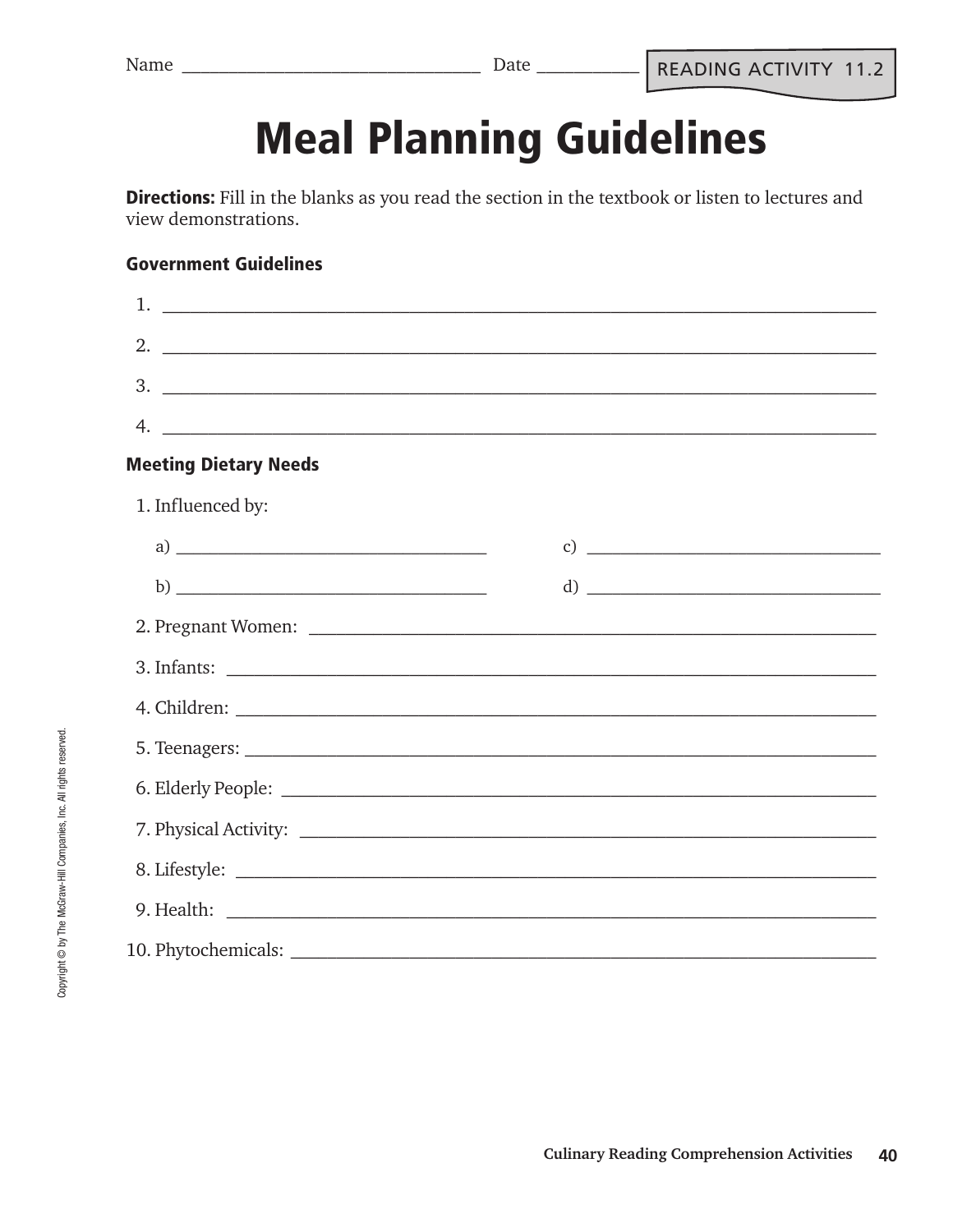Name ________________________________ Date ___________

READING ACTIVITY 11.2

# Meal Planning Guidelines

**Directions:** Fill in the blanks as you read the section in the textbook or listen to lectures and view demonstrations.

### Government Guidelines

1. ______________________________________________________________________________
2. ______________________________________________________________________________
3. ______________________________________________________________________________
4. ______________________________________________________________________________

### Meeting Dietary Needs

1. Influenced by:

   a) ___________________________________ c) ___________________________________

   b) ___________________________________ d) ___________________________________

2. Pregnant Women: ___________________________________________________________
3. Infants: _________________________________________________________________
4. Children: ________________________________________________________________
5. Teenagers: _______________________________________________________________
6. Elderly People: ____________________________________________________________
7. Physical Activity: __________________________________________________________
8. Lifestyle: ________________________________________________________________
9. Health: __________________________________________________________________
10. Phytochemicals: ___________________________________________________________

Copyright © by The McGraw-Hill Companies, Inc. All rights reserved.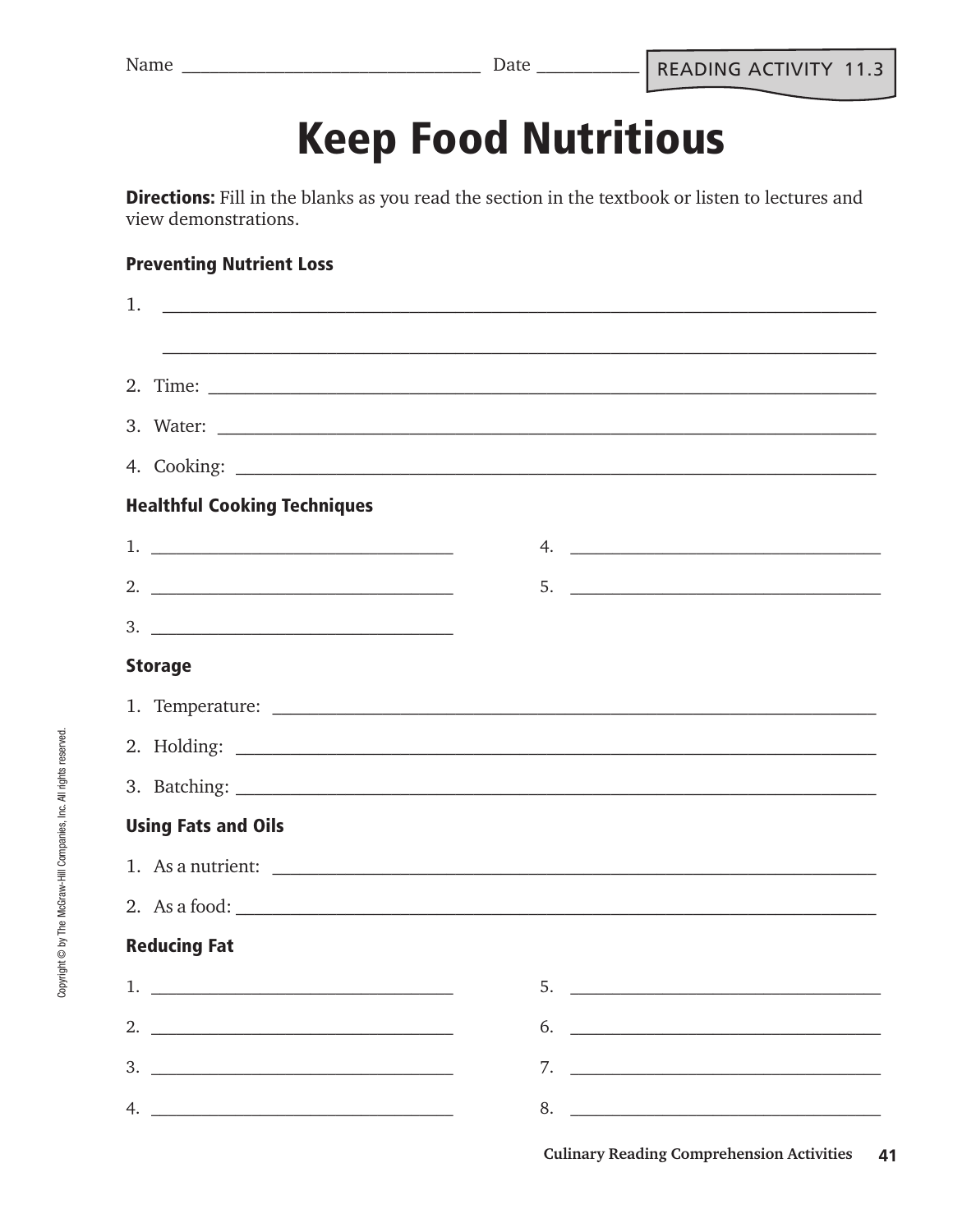Name ______________________________ Date __________

READING ACTIVITY 11.3

# Keep Food Nutritious

**Directions:** Fill in the blanks as you read the section in the textbook or listen to lectures and view demonstrations.

### Preventing Nutrient Loss

1. ______________________________________________________________________

   ______________________________________________________________________

2. Time: ______________________________________________________________

3. Water: _____________________________________________________________

4. Cooking: ___________________________________________________________

### Healthful Cooking Techniques

1. ______________________________

2. ______________________________

3. ______________________________

4. ______________________________

5. ______________________________

### Storage

1. Temperature: _______________________________________________________

2. Holding: ___________________________________________________________

3. Batching: __________________________________________________________

### Using Fats and Oils

1. As a nutrient: _____________________________________________________

2. As a food: _________________________________________________________

### Reducing Fat

1. ______________________________

2. ______________________________

3. ______________________________

4. ______________________________

5. ______________________________

6. ______________________________

7. ______________________________

8. ______________________________

Copyright © by The McGraw-Hill Companies, Inc. All rights reserved.

Culinary Reading Comprehension Activities